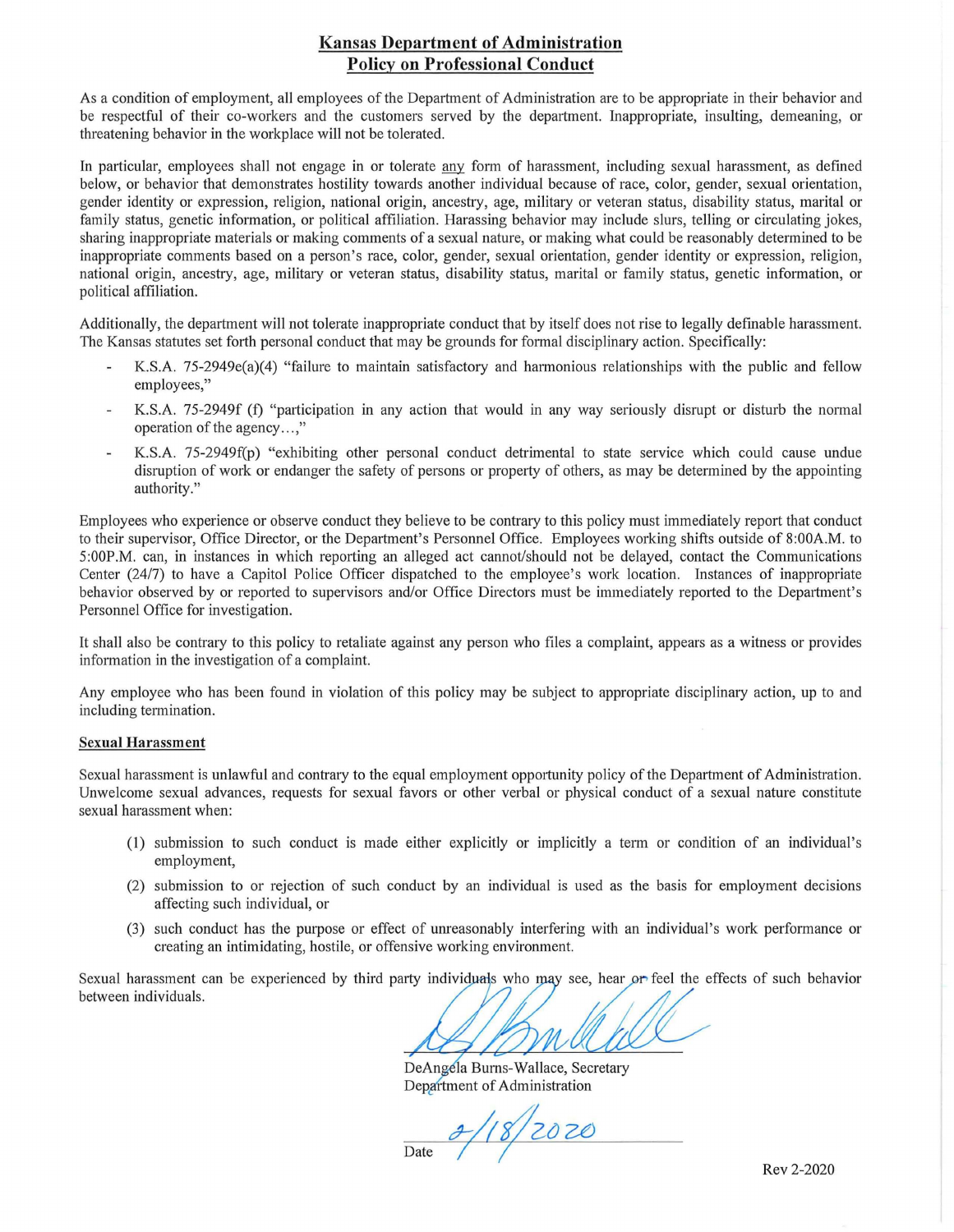# Kansas Department of Administration
## Policy on Professional Conduct

As a condition of employment, all employees of the Department of Administration are to be appropriate in their behavior and be respectful of their co-workers and the customers served by the department. Inappropriate, insulting, demeaning, or threatening behavior in the workplace will not be tolerated.

In particular, employees shall not engage in or tolerate any form of harassment, including sexual harassment, as defined below, or behavior that demonstrates hostility towards another individual because of race, color, gender, sexual orientation, gender identity or expression, religion, national origin, ancestry, age, military or veteran status, disability status, marital or family status, genetic information, or political affiliation. Harassing behavior may include slurs, telling or circulating jokes, sharing inappropriate materials or making comments of a sexual nature, or making what could be reasonably determined to be inappropriate comments based on a person's race, color, gender, sexual orientation, gender identity or expression, religion, national origin, ancestry, age, military or veteran status, disability status, marital or family status, genetic information, or political affiliation.

Additionally, the department will not tolerate inappropriate conduct that by itself does not rise to legally definable harassment. The Kansas statutes set forth personal conduct that may be grounds for formal disciplinary action. Specifically:

- K.S.A. 75-2949e(a)(4) "failure to maintain satisfactory and harmonious relationships with the public and fellow employees,"
- K.S.A. 75-2949f (f) "participation in any action that would in any way seriously disrupt or disturb the normal operation of the agency…,"
- K.S.A. 75-2949f(p) "exhibiting other personal conduct detrimental to state service which could cause undue disruption of work or endanger the safety of persons or property of others, as may be determined by the appointing authority."

Employees who experience or observe conduct they believe to be contrary to this policy must immediately report that conduct to their supervisor, Office Director, or the Department's Personnel Office. Employees working shifts outside of 8:00A.M. to 5:00P.M. can, in instances in which reporting an alleged act cannot/should not be delayed, contact the Communications Center (24/7) to have a Capitol Police Officer dispatched to the employee's work location. Instances of inappropriate behavior observed by or reported to supervisors and/or Office Directors must be immediately reported to the Department's Personnel Office for investigation.

It shall also be contrary to this policy to retaliate against any person who files a complaint, appears as a witness or provides information in the investigation of a complaint.

Any employee who has been found in violation of this policy may be subject to appropriate disciplinary action, up to and including termination.

### Sexual Harassment

Sexual harassment is unlawful and contrary to the equal employment opportunity policy of the Department of Administration. Unwelcome sexual advances, requests for sexual favors or other verbal or physical conduct of a sexual nature constitute sexual harassment when:

(1) submission to such conduct is made either explicitly or implicitly a term or condition of an individual's employment,

(2) submission to or rejection of such conduct by an individual is used as the basis for employment decisions affecting such individual, or

(3) such conduct has the purpose or effect of unreasonably interfering with an individual's work performance or creating an intimidating, hostile, or offensive working environment.

Sexual harassment can be experienced by third party individuals who may see, hear or feel the effects of such behavior between individuals.

DeAngela Burns-Wallace, Secretary
Department of Administration

Date 2/18/2020

Rev 2-2020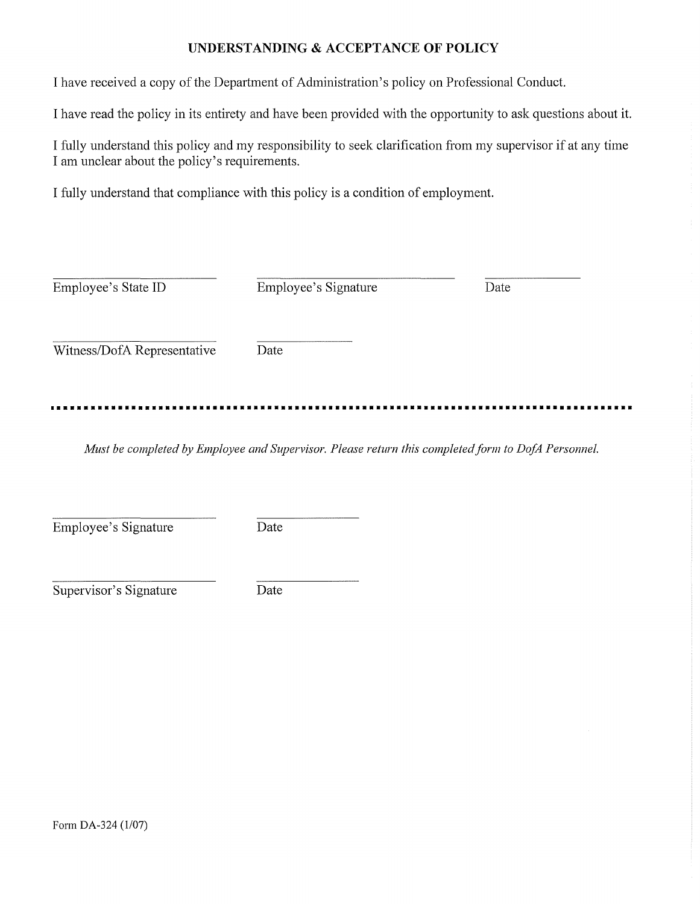## UNDERSTANDING & ACCEPTANCE OF POLICY

I have received a copy of the Department of Administration's policy on Professional Conduct.

I have read the policy in its entirety and have been provided with the opportunity to ask questions about it.

I fully understand this policy and my responsibility to seek clarification from my supervisor if at any time I am unclear about the policy's requirements.

I fully understand that compliance with this policy is a condition of employment.

| | | |
|---|---|---|
| ______________________ | ______________________ | ____________ |
| Employee's State ID | Employee's Signature | Date |

| | |
|---|---|
| ______________________ | ____________ |
| Witness/DofA Representative | Date |

---

*Must be completed by Employee and Supervisor. Please return this completed form to DofA Personnel.*

| | |
|---|---|
| ______________________ | ____________ |
| Employee's Signature | Date |
| ______________________ | ____________ |
| Supervisor's Signature | Date |

Form DA-324 (1/07)